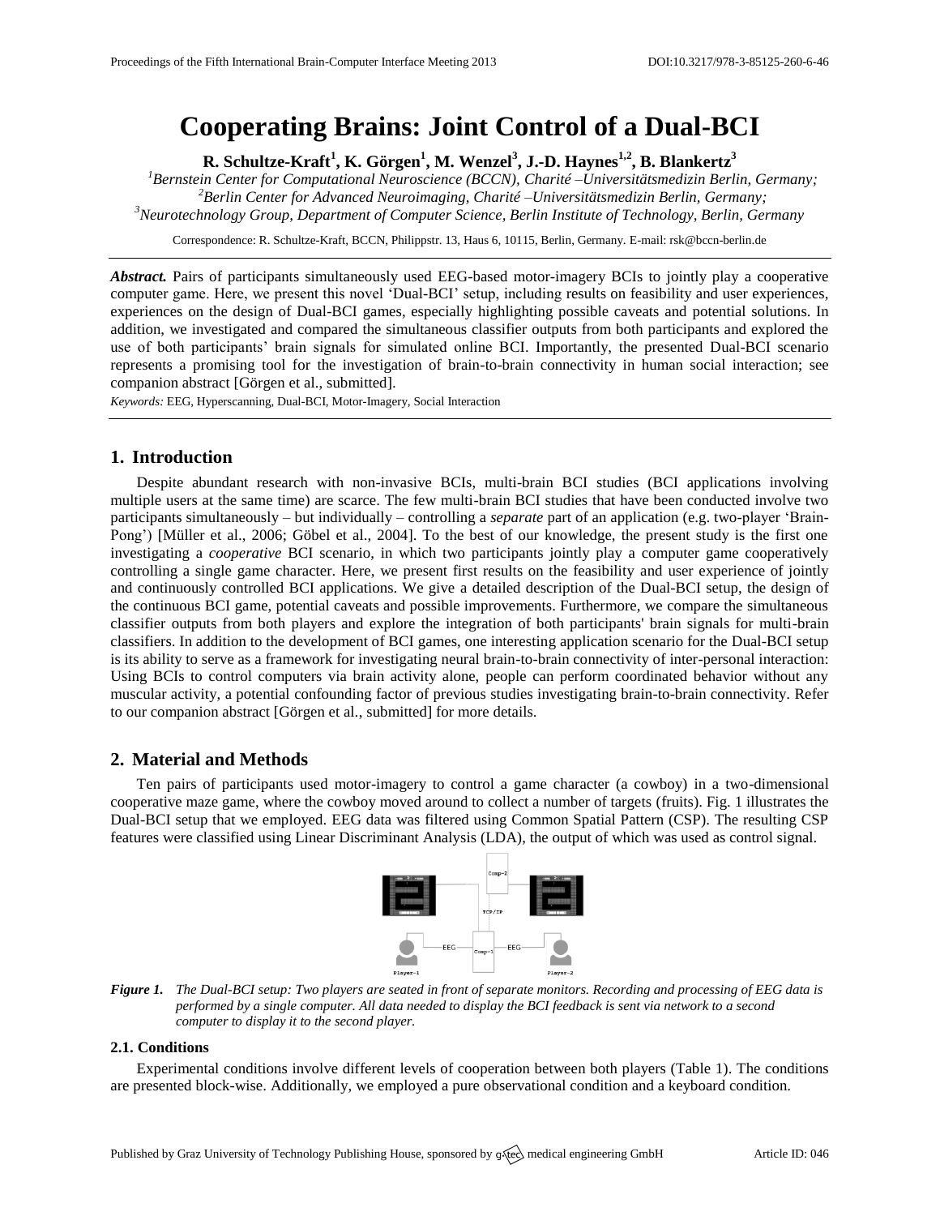# Cooperating Brains: Joint Control of a Dual-BCI

**R. Schultze-Kraft[1], K. Görgen[1], M. Wenzel[3], J.-D. Haynes[1,2], B. Blankertz[3]**

*[1]Bernstein Center for Computational Neuroscience (BCCN), Charité –Universitätsmedizin Berlin, Germany;*
*[2]Berlin Center for Advanced Neuroimaging, Charité –Universitätsmedizin Berlin, Germany;*
*[3]Neurotechnology Group, Department of Computer Science, Berlin Institute of Technology, Berlin, Germany*

Correspondence: R. Schultze-Kraft, BCCN, Philippstr. 13, Haus 6, 10115, Berlin, Germany. E-mail: rsk@bccn-berlin.de

***Abstract.*** Pairs of participants simultaneously used EEG-based motor-imagery BCIs to jointly play a cooperative computer game. Here, we present this novel 'Dual-BCI' setup, including results on feasibility and user experiences, experiences on the design of Dual-BCI games, especially highlighting possible caveats and potential solutions. In addition, we investigated and compared the simultaneous classifier outputs from both participants and explored the use of both participants' brain signals for simulated online BCI. Importantly, the presented Dual-BCI scenario represents a promising tool for the investigation of brain-to-brain connectivity in human social interaction; see companion abstract [Görgen et al., submitted].

*Keywords:* EEG, Hyperscanning, Dual-BCI, Motor-Imagery, Social Interaction

## 1. Introduction

Despite abundant research with non-invasive BCIs, multi-brain BCI studies (BCI applications involving multiple users at the same time) are scarce. The few multi-brain BCI studies that have been conducted involve two participants simultaneously – but individually – controlling a *separate* part of an application (e.g. two-player 'Brain-Pong') [Müller et al., 2006; Göbel et al., 2004]. To the best of our knowledge, the present study is the first one investigating a *cooperative* BCI scenario, in which two participants jointly play a computer game cooperatively controlling a single game character. Here, we present first results on the feasibility and user experience of jointly and continuously controlled BCI applications. We give a detailed description of the Dual-BCI setup, the design of the continuous BCI game, potential caveats and possible improvements. Furthermore, we compare the simultaneous classifier outputs from both players and explore the integration of both participants' brain signals for multi-brain classifiers. In addition to the development of BCI games, one interesting application scenario for the Dual-BCI setup is its ability to serve as a framework for investigating neural brain-to-brain connectivity of inter-personal interaction: Using BCIs to control computers via brain activity alone, people can perform coordinated behavior without any muscular activity, a potential confounding factor of previous studies investigating brain-to-brain connectivity. Refer to our companion abstract [Görgen et al., submitted] for more details.

## 2. Material and Methods

Ten pairs of participants used motor-imagery to control a game character (a cowboy) in a two-dimensional cooperative maze game, where the cowboy moved around to collect a number of targets (fruits). Fig. 1 illustrates the Dual-BCI setup that we employed. EEG data was filtered using Common Spatial Pattern (CSP). The resulting CSP features were classified using Linear Discriminant Analysis (LDA), the output of which was used as control signal.

Comp-2

TCP/IP

EEG

Comp-1

EEG

Player-1

Player-2

***Figure 1.*** *The Dual-BCI setup: Two players are seated in front of separate monitors. Recording and processing of EEG data is performed by a single computer. All data needed to display the BCI feedback is sent via network to a second computer to display it to the second player.*

### 2.1. Conditions

Experimental conditions involve different levels of cooperation between both players (Table 1). The conditions are presented block-wise. Additionally, we employed a pure observational condition and a keyboard condition.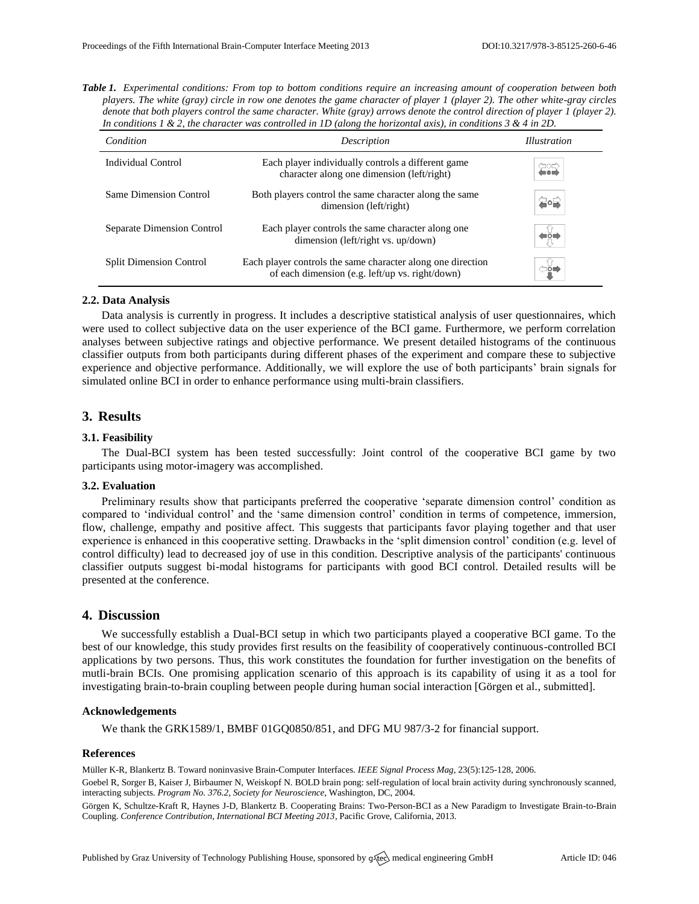*Table 1. Experimental conditions: From top to bottom conditions require an increasing amount of cooperation between both players. The white (gray) circle in row one denotes the game character of player 1 (player 2). The other white-gray circles denote that both players control the same character. White (gray) arrows denote the control direction of player 1 (player 2). In conditions 1 & 2, the character was controlled in 1D (along the horizontal axis), in conditions 3 & 4 in 2D.*

| *Condition* | *Description* | *Illustration* |
|---|---|---|
| Individual Control | Each player individually controls a different game character along one dimension (left/right) | |
| Same Dimension Control | Both players control the same character along the same dimension (left/right) | |
| Separate Dimension Control | Each player controls the same character along one dimension (left/right vs. up/down) | |
| Split Dimension Control | Each player controls the same character along one direction of each dimension (e.g. left/up vs. right/down) | |

### 2.2. Data Analysis

Data analysis is currently in progress. It includes a descriptive statistical analysis of user questionnaires, which were used to collect subjective data on the user experience of the BCI game. Furthermore, we perform correlation analyses between subjective ratings and objective performance. We present detailed histograms of the continuous classifier outputs from both participants during different phases of the experiment and compare these to subjective experience and objective performance. Additionally, we will explore the use of both participants' brain signals for simulated online BCI in order to enhance performance using multi-brain classifiers.

## 3. Results

### 3.1. Feasibility

The Dual-BCI system has been tested successfully: Joint control of the cooperative BCI game by two participants using motor-imagery was accomplished.

### 3.2. Evaluation

Preliminary results show that participants preferred the cooperative 'separate dimension control' condition as compared to 'individual control' and the 'same dimension control' condition in terms of competence, immersion, flow, challenge, empathy and positive affect. This suggests that participants favor playing together and that user experience is enhanced in this cooperative setting. Drawbacks in the 'split dimension control' condition (e.g. level of control difficulty) lead to decreased joy of use in this condition. Descriptive analysis of the participants' continuous classifier outputs suggest bi-modal histograms for participants with good BCI control. Detailed results will be presented at the conference.

## 4. Discussion

We successfully establish a Dual-BCI setup in which two participants played a cooperative BCI game. To the best of our knowledge, this study provides first results on the feasibility of cooperatively continuous-controlled BCI applications by two persons. Thus, this work constitutes the foundation for further investigation on the benefits of mutli-brain BCIs. One promising application scenario of this approach is its capability of using it as a tool for investigating brain-to-brain coupling between people during human social interaction [Görgen et al., submitted].

### Acknowledgements

We thank the GRK1589/1, BMBF 01GQ0850/851, and DFG MU 987/3-2 for financial support.

### References

Müller K-R, Blankertz B. Toward noninvasive Brain-Computer Interfaces. *IEEE Signal Process Mag*, 23(5):125-128, 2006.

Goebel R, Sorger B, Kaiser J, Birbaumer N, Weiskopf N. BOLD brain pong: self-regulation of local brain activity during synchronously scanned, interacting subjects. *Program No. 376.2, Society for Neuroscience*, Washington, DC, 2004.

Görgen K, Schultze-Kraft R, Haynes J-D, Blankertz B. Cooperating Brains: Two-Person-BCI as a New Paradigm to Investigate Brain-to-Brain Coupling. *Conference Contribution, International BCI Meeting 2013*, Pacific Grove, California, 2013.